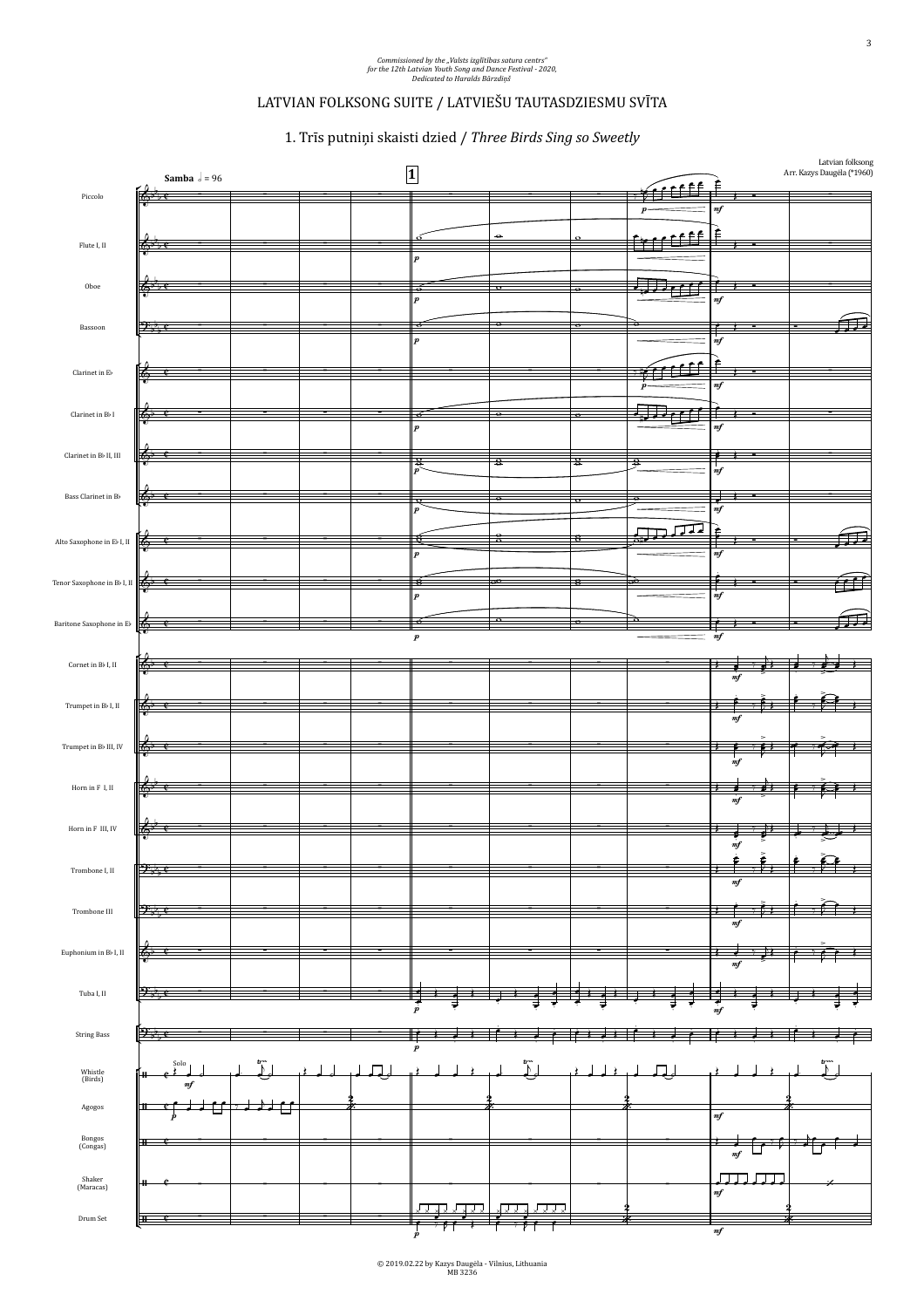*Commissioned by the „Valsts izglītības satura centrs"*
*for the 12th Latvian Youth Song and Dance Festival - 2020,*
*Dedicated to Haralds Bārzdiņš*

# LATVIAN FOLKSONG SUITE / LATVIEŠU TAUTASDZIESMU SVĪTA

## 1. Trīs putniņi skaisti dzied / *Three Birds Sing so Sweetly*

Latvian folksong
Arr. Kazys Daugėla (*1960)

© 2019.02.22 by Kazys Daugėla - Vilnius, Lithuania
MB 3236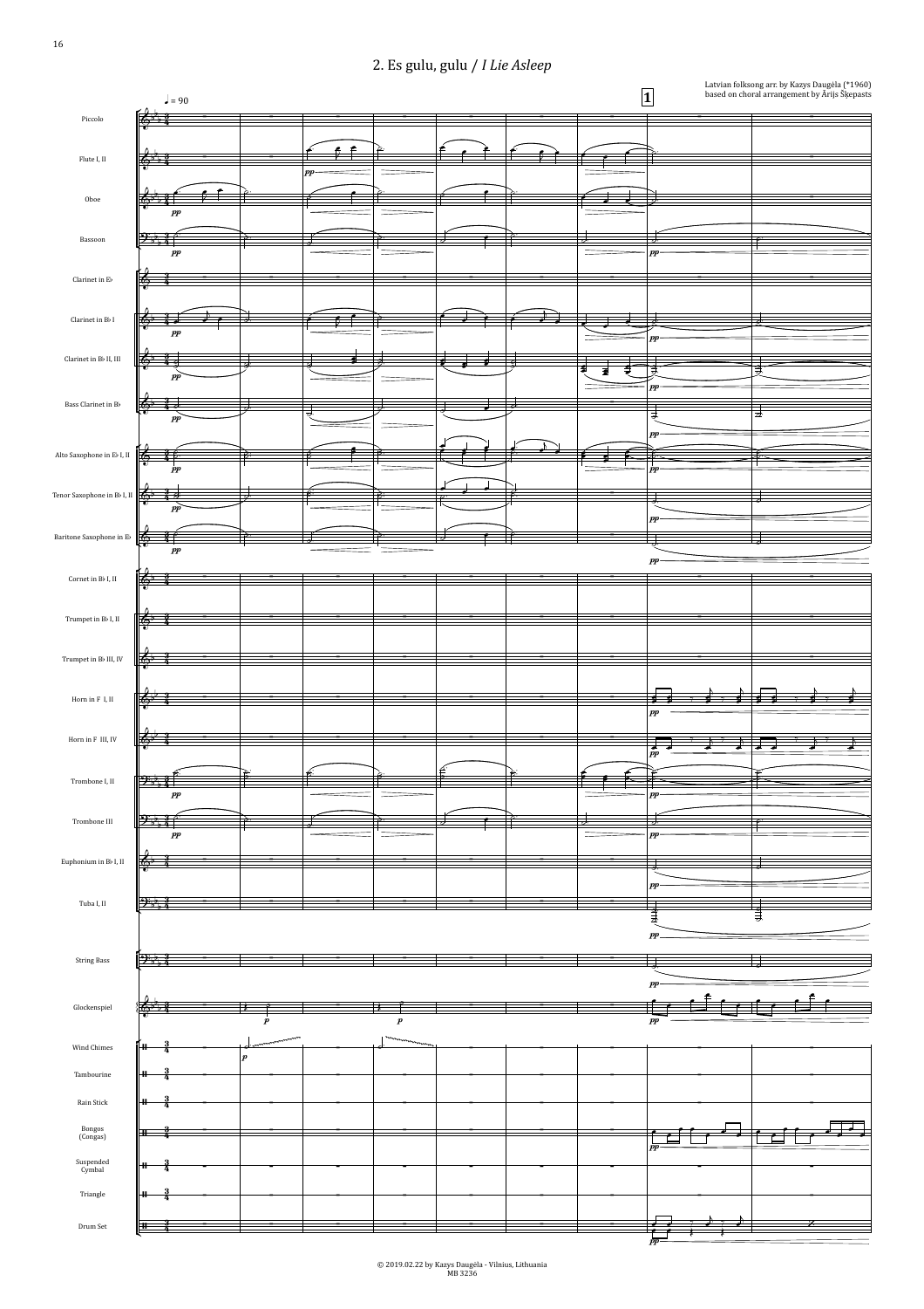## 2. Es gulu, gulu / *I Lie Asleep*

Latvian folksong arr. by Kazys Daugėla (*1960)
based on choral arrangement by Ārijs Šķepasts

♩ = 90

© 2019.02.22 by Kazys Daugėla - Vilnius, Lithuania
MB 3236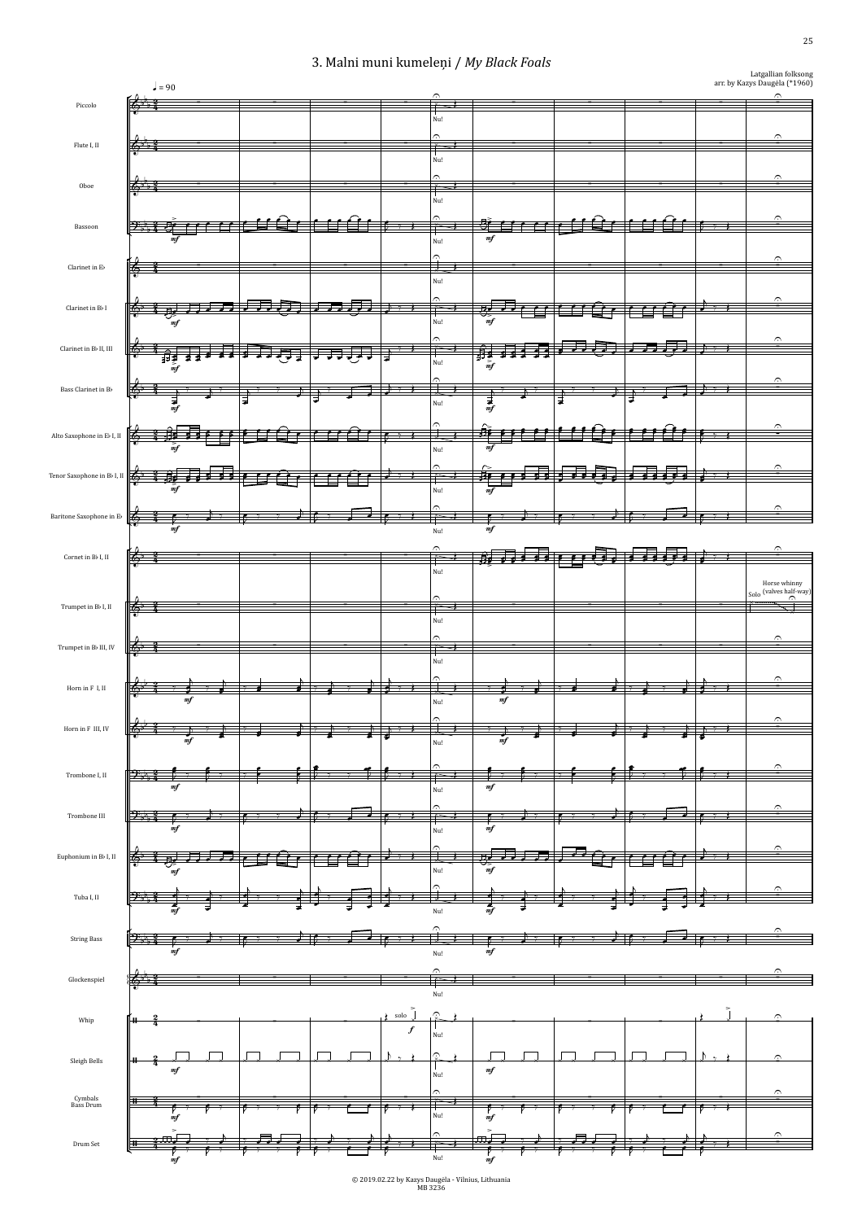# 3. Malnī muni kumeleņi / *My Black Foals*

Latgallian folksong
arr. by Kazys Daugėla (*1960)

♩ = 90

Piccolo
Flute I, II
Oboe
Bassoon
Clarinet in E♭
Clarinet in B♭ I
Clarinet in B♭ II, III
Bass Clarinet in B♭
Alto Saxophone in E♭ I, II
Tenor Saxophone in B♭ I, II
Baritone Saxophone in E♭
Cornet in B♭ I, II
Trumpet in B♭ I, II
Trumpet in B♭ III, IV
Horn in F I, II
Horn in F III, IV
Trombone I, II
Trombone III
Euphonium in B♭ I, II
Tuba I, II
String Bass
Glockenspiel
Whip
Sleigh Bells
Cymbals
Bass Drum
Drum Set

*mf*

Nu!

solo *f*

Horse whinny (valves half-way)

Solo

© 2019.02.22 by Kazys Daugėla - Vilnius, Lithuania
MB 3236